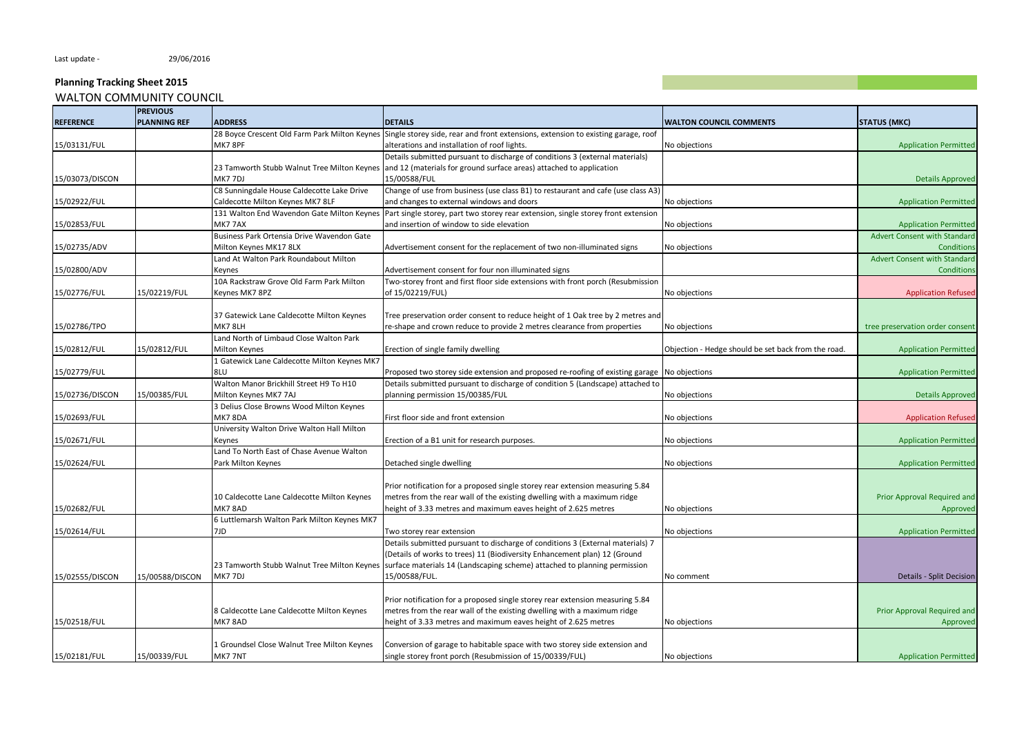Last update - 29/06/2016

**Planning Tracking Sheet 2015**

WALTON COMMUNITY COUNCIL

| REFERENCE | PREVIOUS PLANNING REF | ADDRESS | DETAILS | WALTON COUNCIL COMMENTS | STATUS (MKC) |
|---|---|---|---|---|---|
| 15/03131/FUL | | 28 Boyce Crescent Old Farm Park Milton Keynes MK7 8PF | Single storey side, rear and front extensions, extension to existing garage, roof alterations and installation of roof lights. | No objections | Application Permitted |
| 15/03073/DISCON | | 23 Tamworth Stubb Walnut Tree Milton Keynes MK7 7DJ | Details submitted pursuant to discharge of conditions 3 (external materials) and 12 (materials for ground surface areas) attached to application 15/00588/FUL | | Details Approved |
| 15/02922/FUL | | C8 Sunningdale House Caldecotte Lake Drive Caldecotte Milton Keynes MK7 8LF | Change of use from business (use class B1) to restaurant and cafe (use class A3) and changes to external windows and doors | No objections | Application Permitted |
| 15/02853/FUL | | 131 Walton End Wavendon Gate Milton Keynes MK7 7AX | Part single storey, part two storey rear extension, single storey front extension and insertion of window to side elevation | No objections | Application Permitted |
| 15/02735/ADV | | Business Park Ortensia Drive Wavendon Gate Milton Keynes MK17 8LX | Advertisement consent for the replacement of two non-illuminated signs | No objections | Advert Consent with Standard Conditions |
| 15/02800/ADV | | Land At Walton Park Roundabout Milton Keynes | Advertisement consent for four non illuminated signs | | Advert Consent with Standard Conditions |
| 15/02776/FUL | 15/02219/FUL | 10A Rackstraw Grove Old Farm Park Milton Keynes MK7 8PZ | Two-storey front and first floor side extensions with front porch (Resubmission of 15/02219/FUL) | No objections | Application Refused |
| 15/02786/TPO | | 37 Gatewick Lane Caldecotte Milton Keynes MK7 8LH | Tree preservation order consent to reduce height of 1 Oak tree by 2 metres and re-shape and crown reduce to provide 2 metres clearance from properties | No objections | tree preservation order consent |
| 15/02812/FUL | 15/02812/FUL | Land North of Limbaud Close Walton Park Milton Keynes | Erection of single family dwelling | Objection - Hedge should be set back from the road. | Application Permitted |
| 15/02779/FUL | | 1 Gatewick Lane Caldecotte Milton Keynes MK7 8LU | Proposed two storey side extension and proposed re-roofing of existing garage | No objections | Application Permitted |
| 15/02736/DISCON | 15/00385/FUL | Walton Manor Brickhill Street H9 To H10 Milton Keynes MK7 7AJ | Details submitted pursuant to discharge of condition 5 (Landscape) attached to planning permission 15/00385/FUL | No objections | Details Approved |
| 15/02693/FUL | | 3 Delius Close Browns Wood Milton Keynes MK7 8DA | First floor side and front extension | No objections | Application Refused |
| 15/02671/FUL | | University Walton Drive Walton Hall Milton Keynes | Erection of a B1 unit for research purposes. | No objections | Application Permitted |
| 15/02624/FUL | | Land To North East of Chase Avenue Walton Park Milton Keynes | Detached single dwelling | No objections | Application Permitted |
| 15/02682/FUL | | 10 Caldecotte Lane Caldecotte Milton Keynes MK7 8AD | Prior notification for a proposed single storey rear extension measuring 5.84 metres from the rear wall of the existing dwelling with a maximum ridge height of 3.33 metres and maximum eaves height of 2.625 metres | No objections | Prior Approval Required and Approved |
| 15/02614/FUL | | 6 Luttlemarsh Walton Park Milton Keynes MK7 7JD | Two storey rear extension | No objections | Application Permitted |
| 15/02555/DISCON | 15/00588/DISCON | 23 Tamworth Stubb Walnut Tree Milton Keynes MK7 7DJ | Details submitted pursuant to discharge of conditions 3 (External materials) 7 (Details of works to trees) 11 (Biodiversity Enhancement plan) 12 (Ground surface materials 14 (Landscaping scheme) attached to planning permission 15/00588/FUL. | No comment | Details - Split Decision |
| 15/02518/FUL | | 8 Caldecotte Lane Caldecotte Milton Keynes MK7 8AD | Prior notification for a proposed single storey rear extension measuring 5.84 metres from the rear wall of the existing dwelling with a maximum ridge height of 3.33 metres and maximum eaves height of 2.625 metres | No objections | Prior Approval Required and Approved |
| 15/02181/FUL | 15/00339/FUL | 1 Groundsel Close Walnut Tree Milton Keynes MK7 7NT | Conversion of garage to habitable space with two storey side extension and single storey front porch (Resubmission of 15/00339/FUL) | No objections | Application Permitted |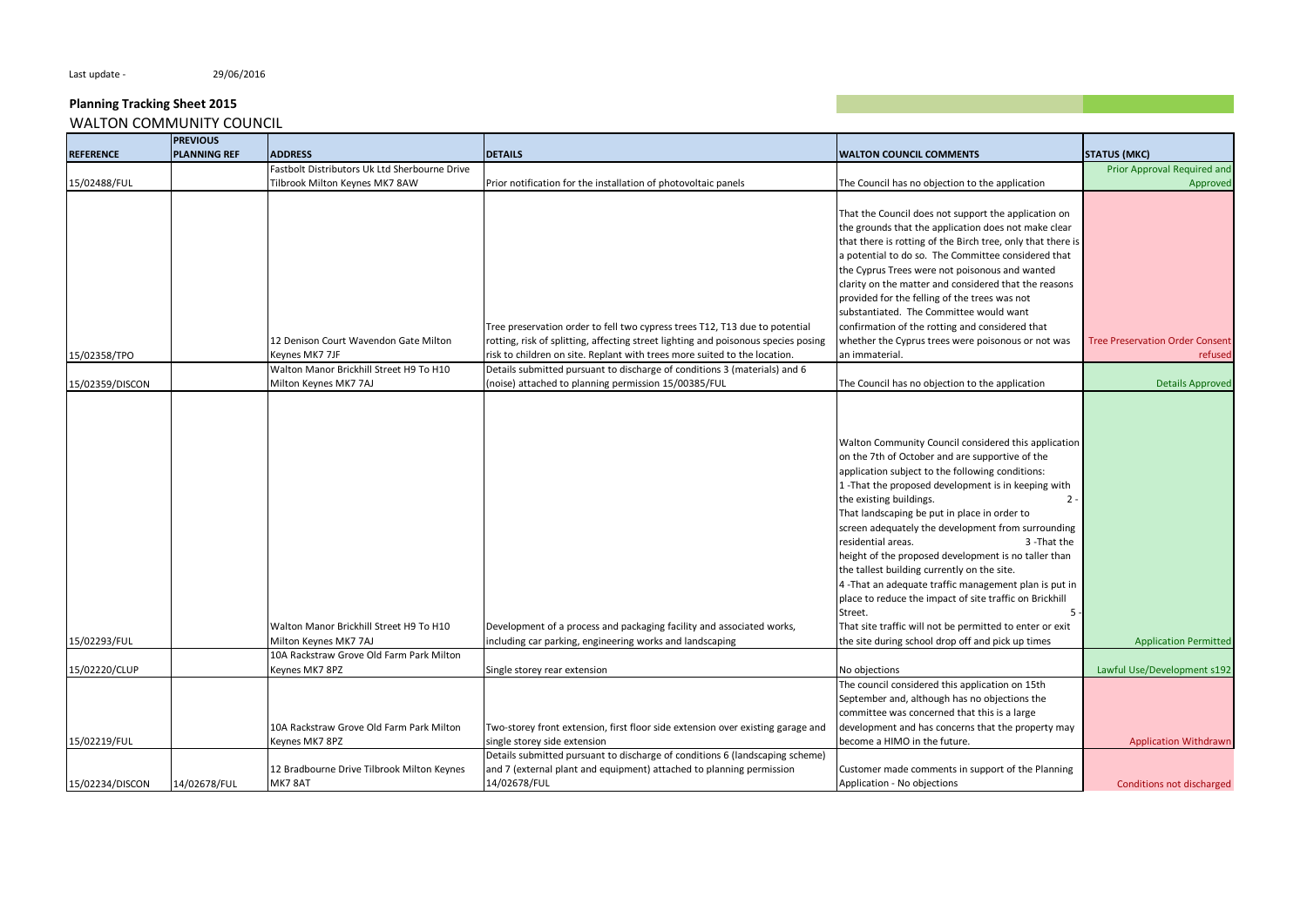Last update - 29/06/2016

**Planning Tracking Sheet 2015**

WALTON COMMUNITY COUNCIL

| REFERENCE | PREVIOUS PLANNING REF | ADDRESS | DETAILS | WALTON COUNCIL COMMENTS | STATUS (MKC) |
|---|---|---|---|---|---|
| 15/02488/FUL | | Fastbolt Distributors Uk Ltd Sherbourne Drive Tilbrook Milton Keynes MK7 8AW | Prior notification for the installation of photovoltaic panels | The Council has no objection to the application | Prior Approval Required and Approved |
| 15/02358/TPO | | 12 Denison Court Wavendon Gate Milton Keynes MK7 7JF | Tree preservation order to fell two cypress trees T12, T13 due to potential rotting, risk of splitting, affecting street lighting and poisonous species posing risk to children on site. Replant with trees more suited to the location. | That the Council does not support the application on the grounds that the application does not make clear that there is rotting of the Birch tree, only that there is a potential to do so. The Committee considered that the Cyprus Trees were not poisonous and wanted clarity on the matter and considered that the reasons provided for the felling of the trees was not substantiated. The Committee would want confirmation of the rotting and considered that whether the Cyprus trees were poisonous or not was an immaterial. | Tree Preservation Order Consent refused |
| 15/02359/DISCON | | Walton Manor Brickhill Street H9 To H10 Milton Keynes MK7 7AJ | Details submitted pursuant to discharge of conditions 3 (materials) and 6 (noise) attached to planning permission 15/00385/FUL | The Council has no objection to the application | Details Approved |
| 15/02293/FUL | | Walton Manor Brickhill Street H9 To H10 Milton Keynes MK7 7AJ | Development of a process and packaging facility and associated works, including car parking, engineering works and landscaping | Walton Community Council considered this application on the 7th of October and are supportive of the application subject to the following conditions: 1 -That the proposed development is in keeping with the existing buildings. 2 - That landscaping be put in place in order to screen adequately the development from surrounding residential areas. 3 -That the height of the proposed development is no taller than the tallest building currently on the site. 4 -That an adequate traffic management plan is put in place to reduce the impact of site traffic on Brickhill Street. 5 - That site traffic will not be permitted to enter or exit the site during school drop off and pick up times | Application Permitted |
| 15/02220/CLUP | | 10A Rackstraw Grove Old Farm Park Milton Keynes MK7 8PZ | Single storey rear extension | No objections | Lawful Use/Development s192 |
| 15/02219/FUL | | 10A Rackstraw Grove Old Farm Park Milton Keynes MK7 8PZ | Two-storey front extension, first floor side extension over existing garage and single storey side extension | The council considered this application on 15th September and, although has no objections the committee was concerned that this is a large development and has concerns that the property may become a HIMO in the future. | Application Withdrawn |
| 15/02234/DISCON | 14/02678/FUL | 12 Bradbourne Drive Tilbrook Milton Keynes MK7 8AT | Details submitted pursuant to discharge of conditions 6 (landscaping scheme) and 7 (external plant and equipment) attached to planning permission 14/02678/FUL | Customer made comments in support of the Planning Application - No objections | Conditions not discharged |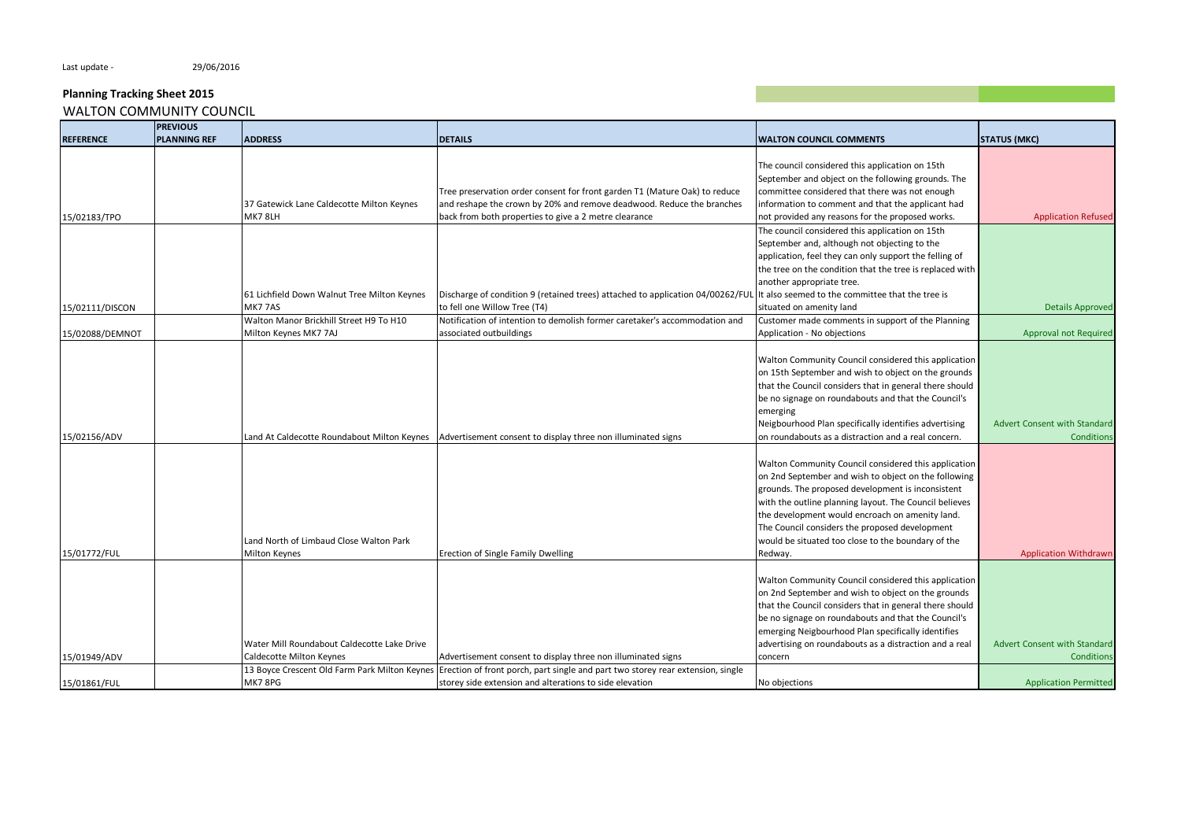Last update - 29/06/2016

**Planning Tracking Sheet 2015**

WALTON COMMUNITY COUNCIL

| REFERENCE | PREVIOUS PLANNING REF | ADDRESS | DETAILS | WALTON COUNCIL COMMENTS | STATUS (MKC) |
|---|---|---|---|---|---|
| 15/02183/TPO | | 37 Gatewick Lane Caldecotte Milton Keynes MK7 8LH | Tree preservation order consent for front garden T1 (Mature Oak) to reduce and reshape the crown by 20% and remove deadwood. Reduce the branches back from both properties to give a 2 metre clearance | The council considered this application on 15th September and object on the following grounds. The committee considered that there was not enough information to comment and that the applicant had not provided any reasons for the proposed works. | Application Refused |
| 15/02111/DISCON | | 61 Lichfield Down Walnut Tree Milton Keynes MK7 7AS | Discharge of condition 9 (retained trees) attached to application 04/00262/FUL to fell one Willow Tree (T4) | The council considered this application on 15th September and, although not objecting to the application, feel they can only support the felling of the tree on the condition that the tree is replaced with another appropriate tree. It also seemed to the committee that the tree is situated on amenity land | Details Approved |
| 15/02088/DEMNOT | | Walton Manor Brickhill Street H9 To H10 Milton Keynes MK7 7AJ | Notification of intention to demolish former caretaker's accommodation and associated outbuildings | Customer made comments in support of the Planning Application - No objections | Approval not Required |
| 15/02156/ADV | | Land At Caldecotte Roundabout Milton Keynes | Advertisement consent to display three non illuminated signs | Walton Community Council considered this application on 15th September and wish to object on the grounds that the Council considers that in general there should be no signage on roundabouts and that the Council's emerging Neigbourhood Plan specifically identifies advertising on roundabouts as a distraction and a real concern. | Advert Consent with Standard Conditions |
| 15/01772/FUL | | Land North of Limbaud Close Walton Park Milton Keynes | Erection of Single Family Dwelling | Walton Community Council considered this application on 2nd September and wish to object on the following grounds. The proposed development is inconsistent with the outline planning layout. The Council believes the development would encroach on amenity land. The Council considers the proposed development would be situated too close to the boundary of the Redway. | Application Withdrawn |
| 15/01949/ADV | | Water Mill Roundabout Caldecotte Lake Drive Caldecotte Milton Keynes | Advertisement consent to display three non illuminated signs | Walton Community Council considered this application on 2nd September and wish to object on the grounds that the Council considers that in general there should be no signage on roundabouts and that the Council's emerging Neigbourhood Plan specifically identifies advertising on roundabouts as a distraction and a real concern | Advert Consent with Standard Conditions |
| 15/01861/FUL | | 13 Boyce Crescent Old Farm Park Milton Keynes MK7 8PG | Erection of front porch, part single and part two storey rear extension, single storey side extension and alterations to side elevation | No objections | Application Permitted |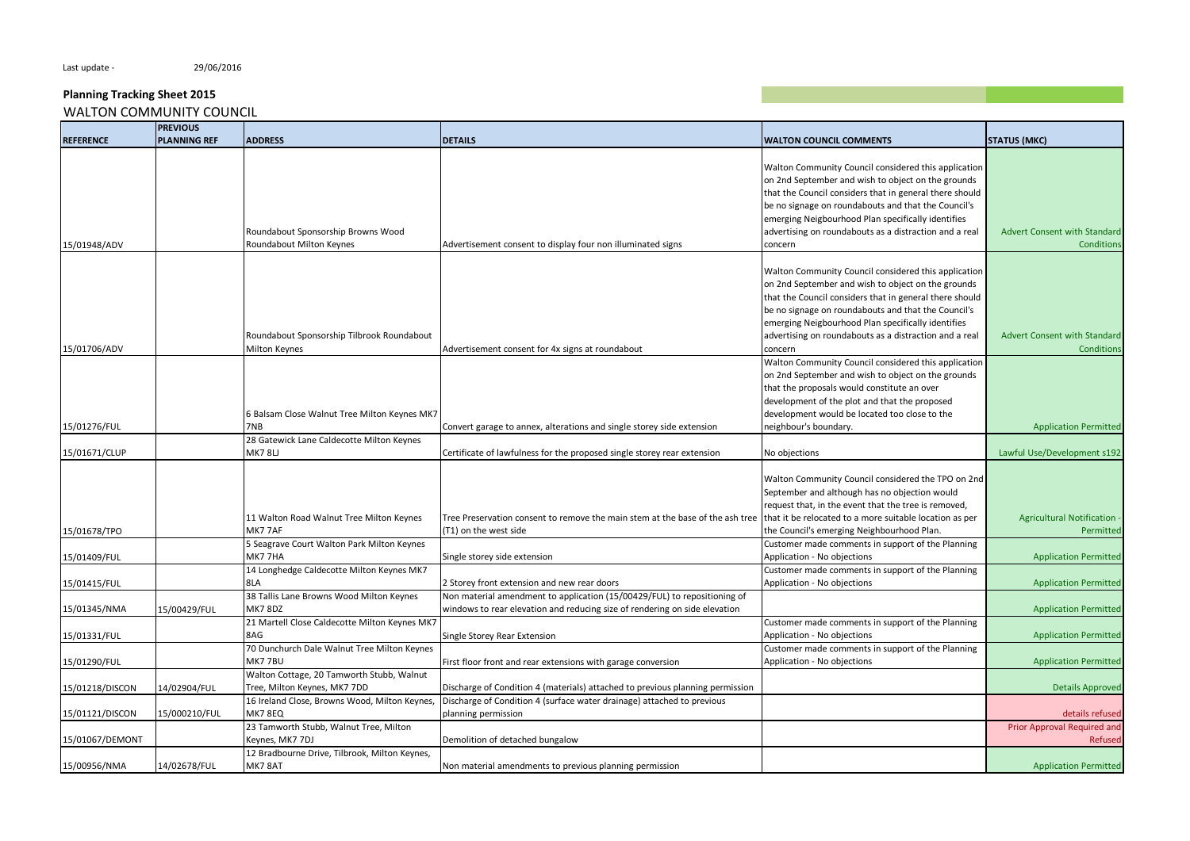Last update - 29/06/2016

**Planning Tracking Sheet 2015**

WALTON COMMUNITY COUNCIL

| REFERENCE | PREVIOUS PLANNING REF | ADDRESS | DETAILS | WALTON COUNCIL COMMENTS | STATUS (MKC) |
|---|---|---|---|---|---|
| 15/01948/ADV | | Roundabout Sponsorship Browns Wood Roundabout Milton Keynes | Advertisement consent to display four non illuminated signs | Walton Community Council considered this application on 2nd September and wish to object on the grounds that the Council considers that in general there should be no signage on roundabouts and that the Council's emerging Neigbourhood Plan specifically identifies advertising on roundabouts as a distraction and a real concern | Advert Consent with Standard Conditions |
| 15/01706/ADV | | Roundabout Sponsorship Tilbrook Roundabout Milton Keynes | Advertisement consent for 4x signs at roundabout | Walton Community Council considered this application on 2nd September and wish to object on the grounds that the Council considers that in general there should be no signage on roundabouts and that the Council's emerging Neigbourhood Plan specifically identifies advertising on roundabouts as a distraction and a real concern | Advert Consent with Standard Conditions |
| 15/01276/FUL | | 6 Balsam Close Walnut Tree Milton Keynes MK7 7NB | Convert garage to annex, alterations and single storey side extension | Walton Community Council considered this application on 2nd September and wish to object on the grounds that the proposals would constitute an over development of the plot and that the proposed development would be located too close to the neighbour's boundary. | Application Permitted |
| 15/01671/CLUP | | 28 Gatewick Lane Caldecotte Milton Keynes MK7 8LJ | Certificate of lawfulness for the proposed single storey rear extension | No objections | Lawful Use/Development s192 |
| 15/01678/TPO | | 11 Walton Road Walnut Tree Milton Keynes MK7 7AF | Tree Preservation consent to remove the main stem at the base of the ash tree (T1) on the west side | Walton Community Council considered the TPO on 2nd September and although has no objection would request that, in the event that the tree is removed, that it be relocated to a more suitable location as per the Council's emerging Neighbourhood Plan. | Agricultural Notification - Permitted |
| 15/01409/FUL | | 5 Seagrave Court Walton Park Milton Keynes MK7 7HA | Single storey side extension | Customer made comments in support of the Planning Application - No objections | Application Permitted |
| 15/01415/FUL | | 14 Longhedge Caldecotte Milton Keynes MK7 8LA | 2 Storey front extension and new rear doors | Customer made comments in support of the Planning Application - No objections | Application Permitted |
| 15/01345/NMA | 15/00429/FUL | 38 Tallis Lane Browns Wood Milton Keynes MK7 8DZ | Non material amendment to application (15/00429/FUL) to repositioning of windows to rear elevation and reducing size of rendering on side elevation | | Application Permitted |
| 15/01331/FUL | | 21 Martell Close Caldecotte Milton Keynes MK7 8AG | Single Storey Rear Extension | Customer made comments in support of the Planning Application - No objections | Application Permitted |
| 15/01290/FUL | | 70 Dunchurch Dale Walnut Tree Milton Keynes MK7 7BU | First floor front and rear extensions with garage conversion | Customer made comments in support of the Planning Application - No objections | Application Permitted |
| 15/01218/DISCON | 14/02904/FUL | Walton Cottage, 20 Tamworth Stubb, Walnut Tree, Milton Keynes, MK7 7DD | Discharge of Condition 4 (materials) attached to previous planning permission | | Details Approved |
| 15/01121/DISCON | 15/000210/FUL | 16 Ireland Close, Browns Wood, Milton Keynes, MK7 8EQ | Discharge of Condition 4 (surface water drainage) attached to previous planning permission | | details refused |
| 15/01067/DEMONT | | 23 Tamworth Stubb, Walnut Tree, Milton Keynes, MK7 7DJ | Demolition of detached bungalow | | Prior Approval Required and Refused |
| 15/00956/NMA | 14/02678/FUL | 12 Bradbourne Drive, Tilbrook, Milton Keynes, MK7 8AT | Non material amendments to previous planning permission | | Application Permitted |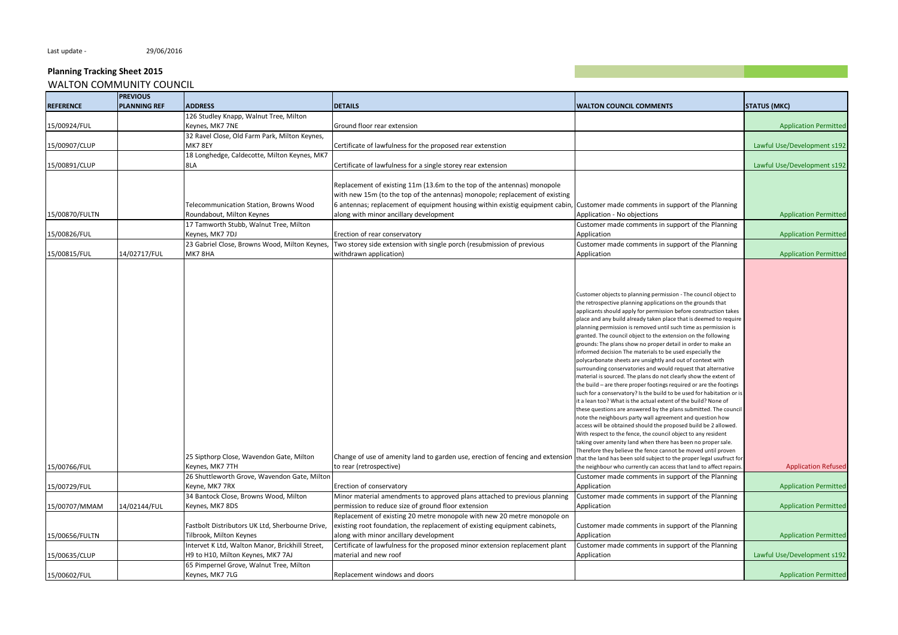Last update - 29/06/2016

**Planning Tracking Sheet 2015**

WALTON COMMUNITY COUNCIL

| REFERENCE | PREVIOUS PLANNING REF | ADDRESS | DETAILS | WALTON COUNCIL COMMENTS | STATUS (MKC) |
|---|---|---|---|---|---|
| 15/00924/FUL | | 126 Studley Knapp, Walnut Tree, Milton Keynes, MK7 7NE | Ground floor rear extension | | Application Permitted |
| 15/00907/CLUP | | 32 Ravel Close, Old Farm Park, Milton Keynes, MK7 8EY | Certificate of lawfulness for the proposed rear extenstion | | Lawful Use/Development s192 |
| 15/00891/CLUP | | 18 Longhedge, Caldecotte, Milton Keynes, MK7 8LA | Certificate of lawfulness for a single storey rear extension | | Lawful Use/Development s192 |
| 15/00870/FULTN | | Telecommunication Station, Browns Wood Roundabout, Milton Keynes | Replacement of existing 11m (13.6m to the top of the antennas) monopole with new 15m (to the top of the antennas) monopole; replacement of existing 6 antennas; replacement of equipment housing within existig equipment cabin, along with minor ancillary development | Customer made comments in support of the Planning Application - No objections | Application Permitted |
| 15/00826/FUL | | 17 Tamworth Stubb, Walnut Tree, Milton Keynes, MK7 7DJ | Erection of rear conservatory | Customer made comments in support of the Planning Application | Application Permitted |
| 15/00815/FUL | 14/02717/FUL | 23 Gabriel Close, Browns Wood, Milton Keynes, MK7 8HA | Two storey side extension with single porch (resubmission of previous withdrawn application) | Customer made comments in support of the Planning Application | Application Permitted |
| 15/00766/FUL | | 25 Sipthorp Close, Wavendon Gate, Milton Keynes, MK7 7TH | Change of use of amenity land to garden use, erection of fencing and extension to rear (retrospective) | Customer objects to planning permission - The council object to the retrospective planning applications on the grounds that applicants should apply for permission before construction takes place and any build already taken place that is deemed to require planning permission is removed until such time as permission is granted. The council object to the extension on the following grounds: The plans show no proper detail in order to make an informed decision The materials to be used especially the polycarbonate sheets are unsightly and out of context with surrounding conservatories and would request that alternative material is sourced. The plans do not clearly show the extent of the build – are there proper footings required or are the footings such for a conservatory? Is the build to be used for habitation or is it a lean too? What is the actual extent of the build? None of these questions are answered by the plans submitted. The council note the neighbours party wall agreement and question how access will be obtained should the proposed build be 2 allowed. With respect to the fence, the council object to any resident taking over amenity land when there has been no proper sale. Therefore they believe the fence cannot be moved until proven that the land has been sold subject to the proper legal usufruct for the neighbour who currently can access that land to affect repairs. | Application Refused |
| 15/00729/FUL | | 26 Shuttleworth Grove, Wavendon Gate, Milton Keyne, MK7 7RX | Erection of conservatory | Customer made comments in support of the Planning Application | Application Permitted |
| 15/00707/MMAM | 14/02144/FUL | 34 Bantock Close, Browns Wood, Milton Keynes, MK7 8DS | Minor material amendments to approved plans attached to previous planning permission to reduce size of ground floor extension | Customer made comments in support of the Planning Application | Application Permitted |
| 15/00656/FULTN | | Fastbolt Distributors UK Ltd, Sherbourne Drive, Tilbrook, Milton Keynes | Replacement of existing 20 metre monopole with new 20 metre monopole on existing root foundation, the replacement of existing equipment cabinets, along with minor ancillary development | Customer made comments in support of the Planning Application | Application Permitted |
| 15/00635/CLUP | | Intervet K Ltd, Walton Manor, Brickhill Street, H9 to H10, Milton Keynes, MK7 7AJ | Certificate of lawfulness for the proposed minor extension replacement plant material and new roof | Customer made comments in support of the Planning Application | Lawful Use/Development s192 |
| 15/00602/FUL | | 65 Pimpernel Grove, Walnut Tree, Milton Keynes, MK7 7LG | Replacement windows and doors | | Application Permitted |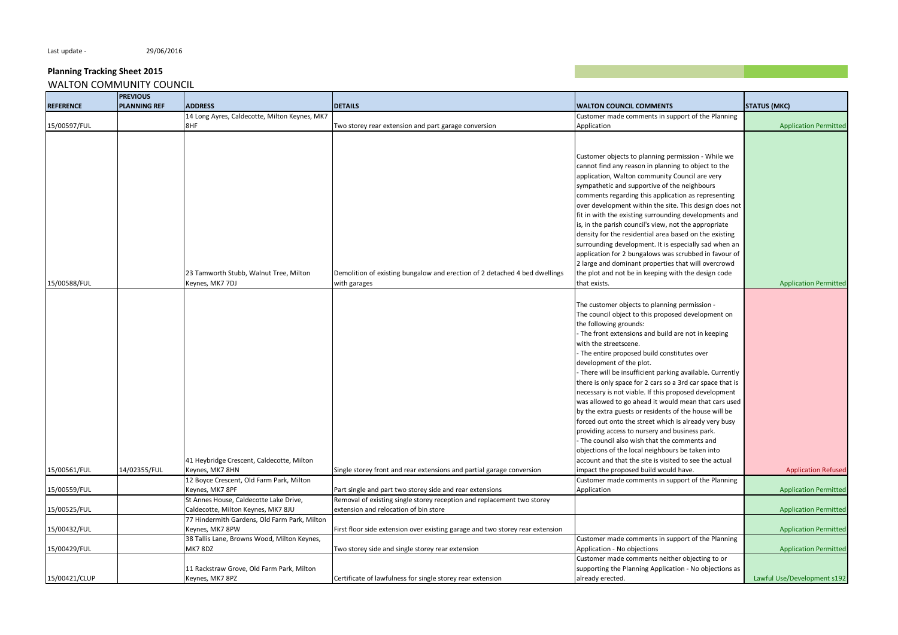Last update - 29/06/2016

**Planning Tracking Sheet 2015**

WALTON COMMUNITY COUNCIL

| REFERENCE | PREVIOUS PLANNING REF | ADDRESS | DETAILS | WALTON COUNCIL COMMENTS | STATUS (MKC) |
|---|---|---|---|---|---|
| 15/00597/FUL | | 14 Long Ayres, Caldecotte, Milton Keynes, MK7 8HF | Two storey rear extension and part garage conversion | Customer made comments in support of the Planning Application | Application Permitted |
| 15/00588/FUL | | 23 Tamworth Stubb, Walnut Tree, Milton Keynes, MK7 7DJ | Demolition of existing bungalow and erection of 2 detached 4 bed dwellings with garages | Customer objects to planning permission - While we cannot find any reason in planning to object to the application, Walton community Council are very sympathetic and supportive of the neighbours comments regarding this application as representing over development within the site. This design does not fit in with the existing surrounding developments and is, in the parish council's view, not the appropriate density for the residential area based on the existing surrounding development. It is especially sad when an application for 2 bungalows was scrubbed in favour of 2 large and dominant properties that will overcrowd the plot and not be in keeping with the design code that exists. | Application Permitted |
| 15/00561/FUL | 14/02355/FUL | 41 Heybridge Crescent, Caldecotte, Milton Keynes, MK7 8HN | Single storey front and rear extensions and partial garage conversion | The customer objects to planning permission - The council object to this proposed development on the following grounds: - The front extensions and build are not in keeping with the streetscene. - The entire proposed build constitutes over development of the plot. - There will be insufficient parking available. Currently there is only space for 2 cars so a 3rd car space that is necessary is not viable. If this proposed development was allowed to go ahead it would mean that cars used by the extra guests or residents of the house will be forced out onto the street which is already very busy providing access to nursery and business park. - The council also wish that the comments and objections of the local neighbours be taken into account and that the site is visited to see the actual impact the proposed build would have. | Application Refused |
| 15/00559/FUL | | 12 Boyce Crescent, Old Farm Park, Milton Keynes, MK7 8PF | Part single and part two storey side and rear extensions | Customer made comments in support of the Planning Application | Application Permitted |
| 15/00525/FUL | | St Annes House, Caldecotte Lake Drive, Caldecotte, Milton Keynes, MK7 8JU | Removal of existing single storey reception and replacement two storey extension and relocation of bin store | | Application Permitted |
| 15/00432/FUL | | 77 Hindermith Gardens, Old Farm Park, Milton Keynes, MK7 8PW | First floor side extension over existing garage and two storey rear extension | | Application Permitted |
| 15/00429/FUL | | 38 Tallis Lane, Browns Wood, Milton Keynes, MK7 8DZ | Two storey side and single storey rear extension | Customer made comments in support of the Planning Application - No objections | Application Permitted |
| 15/00421/CLUP | | 11 Rackstraw Grove, Old Farm Park, Milton Keynes, MK7 8PZ | Certificate of lawfulness for single storey rear extension | Customer made comments neither objecting to or supporting the Planning Application - No objections as already erected. | Lawful Use/Development s192 |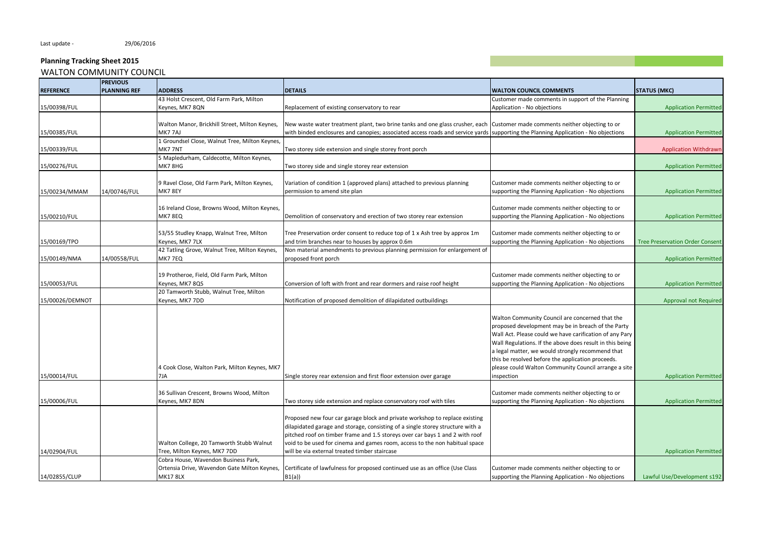Last update - 29/06/2016

**Planning Tracking Sheet 2015**

WALTON COMMUNITY COUNCIL

| REFERENCE | PREVIOUS PLANNING REF | ADDRESS | DETAILS | WALTON COUNCIL COMMENTS | STATUS (MKC) |
|---|---|---|---|---|---|
| 15/00398/FUL | | 43 Holst Crescent, Old Farm Park, Milton Keynes, MK7 8QN | Replacement of existing conservatory to rear | Customer made comments in support of the Planning Application - No objections | Application Permitted |
| 15/00385/FUL | | Walton Manor, Brickhill Street, Milton Keynes, MK7 7AJ | New waste water treatment plant, two brine tanks and one glass crusher, each with binded enclosures and canopies; associated access roads and service yards | Customer made comments neither objecting to or supporting the Planning Application - No objections | Application Permitted |
| 15/00339/FUL | | 1 Groundsel Close, Walnut Tree, Milton Keynes, MK7 7NT | Two storey side extension and single storey front porch | | Application Withdrawn |
| 15/00276/FUL | | 5 Mapledurham, Caldecotte, Milton Keynes, MK7 8HG | Two storey side and single storey rear extension | | Application Permitted |
| 15/00234/MMAM | 14/00746/FUL | 9 Ravel Close, Old Farm Park, Milton Keynes, MK7 8EY | Variation of condition 1 (approved plans) attached to previous planning permission to amend site plan | Customer made comments neither objecting to or supporting the Planning Application - No objections | Application Permitted |
| 15/00210/FUL | | 16 Ireland Close, Browns Wood, Milton Keynes, MK7 8EQ | Demolition of conservatory and erection of two storey rear extension | Customer made comments neither objecting to or supporting the Planning Application - No objections | Application Permitted |
| 15/00169/TPO | | 53/55 Studley Knapp, Walnut Tree, Milton Keynes, MK7 7LX | Tree Preservation order consent to reduce top of 1 x Ash tree by approx 1m and trim branches near to houses by approx 0.6m | Customer made comments neither objecting to or supporting the Planning Application - No objections | Tree Preservation Order Consent |
| 15/00149/NMA | 14/00558/FUL | 42 Tatling Grove, Walnut Tree, Milton Keynes, MK7 7EQ | Non material amendments to previous planning permission for enlargement of proposed front porch | | Application Permitted |
| 15/00053/FUL | | 19 Protheroe, Field, Old Farm Park, Milton Keynes, MK7 8QS | Conversion of loft with front and rear dormers and raise roof height | Customer made comments neither objecting to or supporting the Planning Application - No objections | Application Permitted |
| 15/00026/DEMNOT | | 20 Tamworth Stubb, Walnut Tree, Milton Keynes, MK7 7DD | Notification of proposed demolition of dilapidated outbuildings | | Approval not Required |
| 15/00014/FUL | | 4 Cook Close, Walton Park, Milton Keynes, MK7 7JA | Single storey rear extension and first floor extension over garage | Walton Community Council are concerned that the proposed development may be in breach of the Party Wall Act. Please could we have carification of any Pary Wall Regulations. If the above does result in this being a legal matter, we would strongly recommend that this be resolved before the application proceeds. please could Walton Community Council arrange a site inspection | Application Permitted |
| 15/00006/FUL | | 36 Sullivan Crescent, Browns Wood, Milton Keynes, MK7 8DN | Two storey side extension and replace conservatory roof with tiles | Customer made comments neither objecting to or supporting the Planning Application - No objections | Application Permitted |
| 14/02904/FUL | | Walton College, 20 Tamworth Stubb Walnut Tree, Milton Keynes, MK7 7DD | Proposed new four car garage block and private workshop to replace existing dilapidated garage and storage, consisting of a single storey structure with a pitched roof on timber frame and 1.5 storeys over car bays 1 and 2 with roof void to be used for cinema and games room, access to the non habitual space will be via external treated timber staircase | | Application Permitted |
| 14/02855/CLUP | | Cobra House, Wavendon Business Park, Ortensia Drive, Wavendon Gate Milton Keynes, MK17 8LX | Certificate of lawfulness for proposed continued use as an office (Use Class B1(a)) | Customer made comments neither objecting to or supporting the Planning Application - No objections | Lawful Use/Development s192 |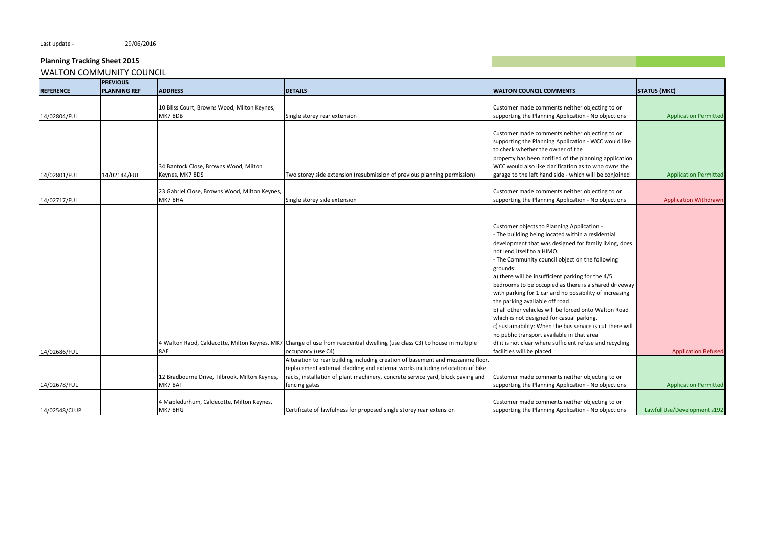Last update - 29/06/2016

**Planning Tracking Sheet 2015**

WALTON COMMUNITY COUNCIL

| REFERENCE | PREVIOUS PLANNING REF | ADDRESS | DETAILS | WALTON COUNCIL COMMENTS | STATUS (MKC) |
|---|---|---|---|---|---|
| 14/02804/FUL | | 10 Bliss Court, Browns Wood, Milton Keynes, MK7 8DB | Single storey rear extension | Customer made comments neither objecting to or supporting the Planning Application - No objections | Application Permitted |
| 14/02801/FUL | 14/02144/FUL | 34 Bantock Close, Browns Wood, Milton Keynes, MK7 8DS | Two storey side extension (resubmission of previous planning permission) | Customer made comments neither objecting to or supporting the Planning Application - WCC would like to check whether the owner of the property has been notified of the planning application. WCC would also like clarification as to who owns the garage to the left hand side - which will be conjoined | Application Permitted |
| 14/02717/FUL | | 23 Gabriel Close, Browns Wood, Milton Keynes, MK7 8HA | Single storey side extension | Customer made comments neither objecting to or supporting the Planning Application - No objections | Application Withdrawn |
| 14/02686/FUL | | 4 Walton Raod, Caldecotte, Milton Keynes. MK7 8AE | Change of use from residential dwelling (use class C3) to house in multiple occupancy (use C4) | Customer objects to Planning Application - - The building being located within a residential development that was designed for family living, does not lend itself to a HIMO. - The Community council object on the following grounds: a) there will be insufficient parking for the 4/5 bedrooms to be occupied as there is a shared driveway with parking for 1 car and no possibility of increasing the parking available off road b) all other vehicles will be forced onto Walton Road which is not designed for casual parking. c) sustainability: When the bus service is cut there will no public transport available in that area d) it is not clear where sufficient refuse and recycling facilities will be placed | Application Refused |
| 14/02678/FUL | | 12 Bradbourne Drive, Tilbrook, Milton Keynes, MK7 8AT | Alteration to rear building including creation of basement and mezzanine floor, replacement external cladding and external works including relocation of bike racks, installation of plant machinery, concrete service yard, block paving and fencing gates | Customer made comments neither objecting to or supporting the Planning Application - No objections | Application Permitted |
| 14/02548/CLUP | | 4 Mapledurhum, Caldecotte, Milton Keynes, MK7 8HG | Certificate of lawfulness for proposed single storey rear extension | Customer made comments neither objecting to or supporting the Planning Application - No objections | Lawful Use/Development s192 |